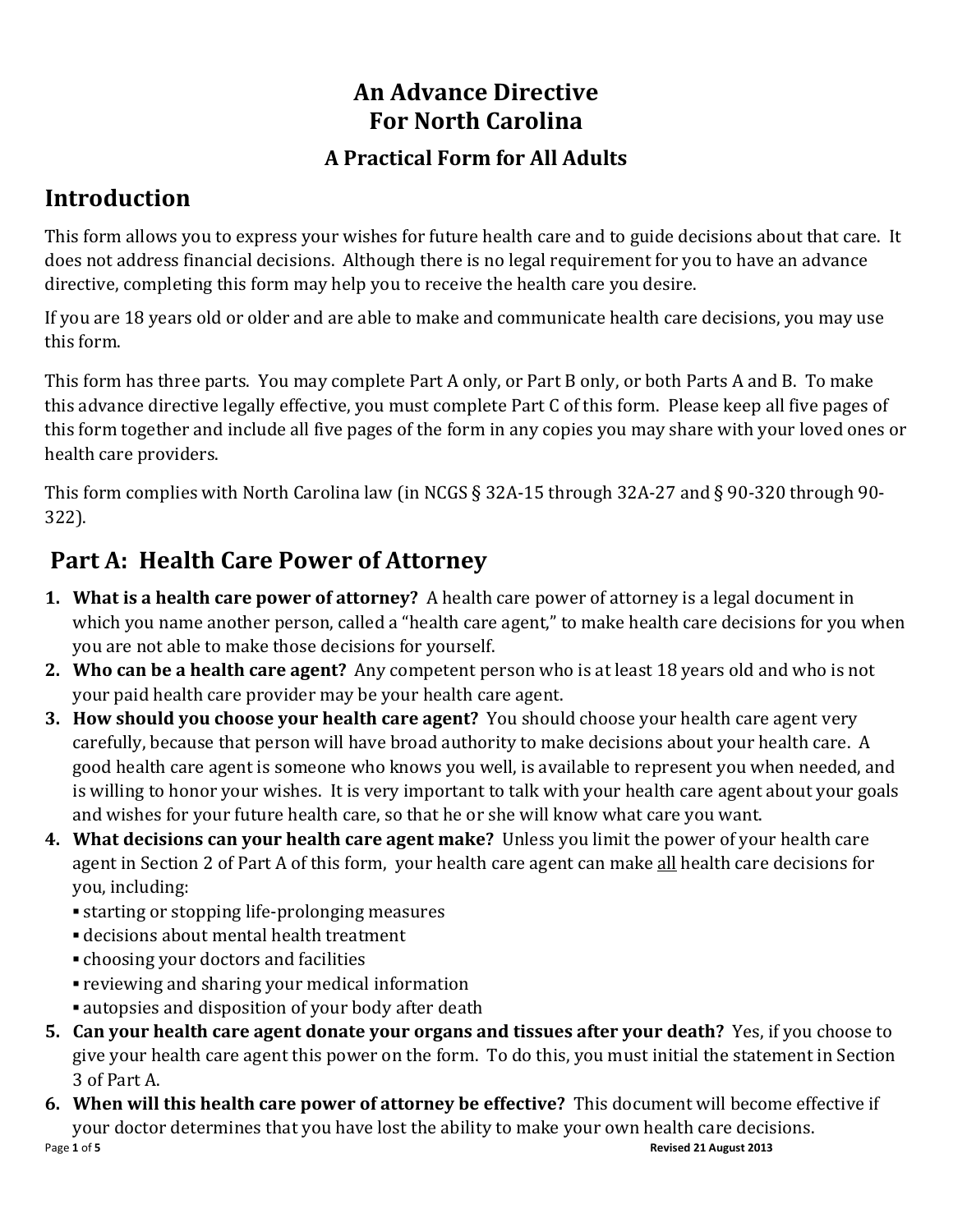# An Advance Directive For North Carolina

### A Practical Form for All Adults

## Introduction

This form allows you to express your wishes for future health care and to guide decisions about that care. It does not address financial decisions. Although there is no legal requirement for you to have an advance directive, completing this form may help you to receive the health care you desire.

If you are 18 years old or older and are able to make and communicate health care decisions, you may use this form.

This form has three parts. You may complete Part A only, or Part B only, or both Parts A and B. To make this advance directive legally effective, you must complete Part C of this form. Please keep all five pages of this form together and include all five pages of the form in any copies you may share with your loved ones or health care providers.

This form complies with North Carolina law (in NCGS § 32A-15 through 32A-27 and § 90-320 through 90-322).

## Part A: Health Care Power of Attorney

1. **What is a health care power of attorney?** A health care power of attorney is a legal document in which you name another person, called a "health care agent," to make health care decisions for you when you are not able to make those decisions for yourself.
2. **Who can be a health care agent?** Any competent person who is at least 18 years old and who is not your paid health care provider may be your health care agent.
3. **How should you choose your health care agent?** You should choose your health care agent very carefully, because that person will have broad authority to make decisions about your health care. A good health care agent is someone who knows you well, is available to represent you when needed, and is willing to honor your wishes. It is very important to talk with your health care agent about your goals and wishes for your future health care, so that he or she will know what care you want.
4. **What decisions can your health care agent make?** Unless you limit the power of your health care agent in Section 2 of Part A of this form, your health care agent can make <u>all</u> health care decisions for you, including:
   - starting or stopping life-prolonging measures
   - decisions about mental health treatment
   - choosing your doctors and facilities
   - reviewing and sharing your medical information
   - autopsies and disposition of your body after death
5. **Can your health care agent donate your organs and tissues after your death?** Yes, if you choose to give your health care agent this power on the form. To do this, you must initial the statement in Section 3 of Part A.
6. **When will this health care power of attorney be effective?** This document will become effective if your doctor determines that you have lost the ability to make your own health care decisions.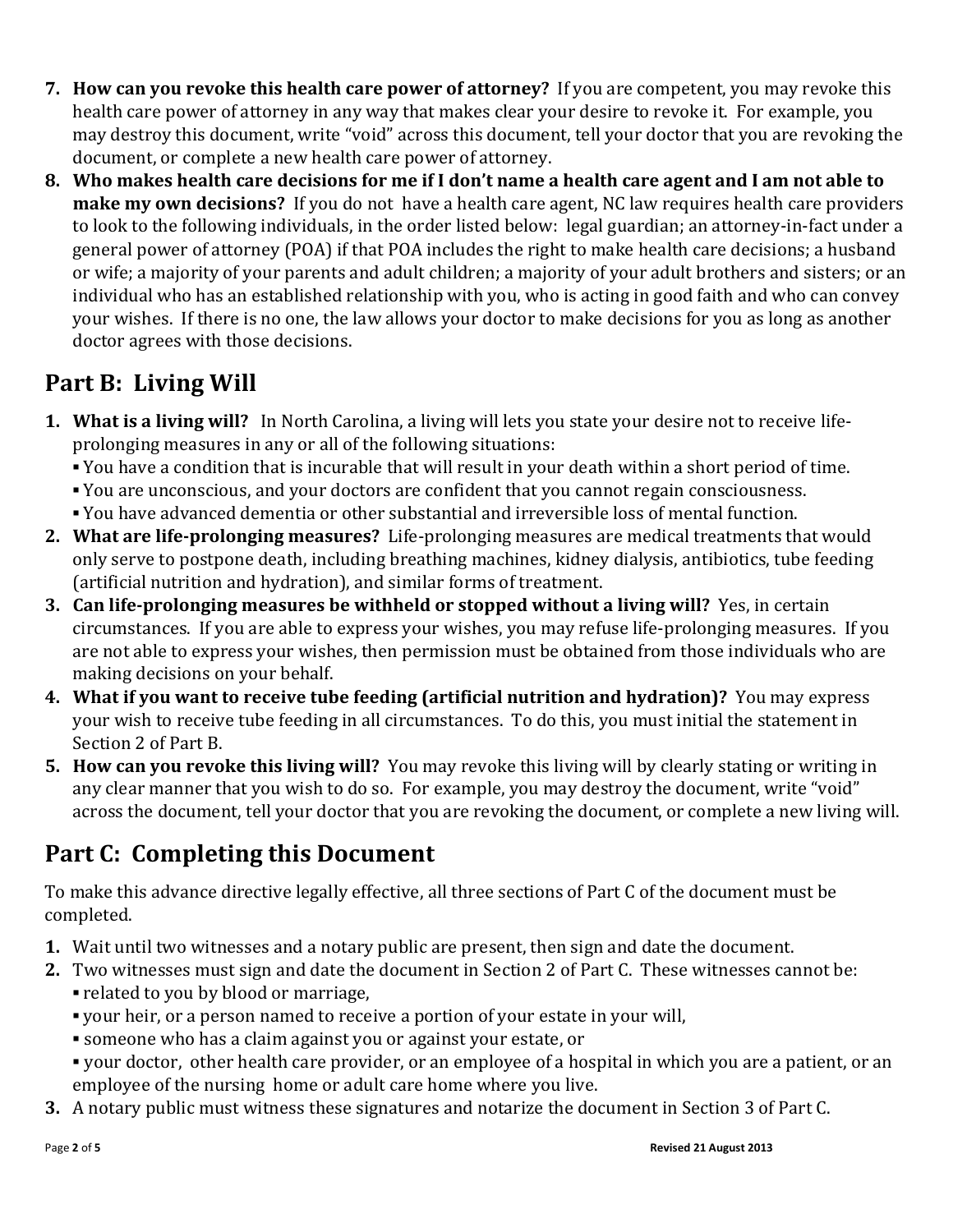7. **How can you revoke this health care power of attorney?** If you are competent, you may revoke this health care power of attorney in any way that makes clear your desire to revoke it. For example, you may destroy this document, write "void" across this document, tell your doctor that you are revoking the document, or complete a new health care power of attorney.
8. **Who makes health care decisions for me if I don't name a health care agent and I am not able to make my own decisions?** If you do not have a health care agent, NC law requires health care providers to look to the following individuals, in the order listed below: legal guardian; an attorney-in-fact under a general power of attorney (POA) if that POA includes the right to make health care decisions; a husband or wife; a majority of your parents and adult children; a majority of your adult brothers and sisters; or an individual who has an established relationship with you, who is acting in good faith and who can convey your wishes. If there is no one, the law allows your doctor to make decisions for you as long as another doctor agrees with those decisions.

## Part B: Living Will

1. **What is a living will?** In North Carolina, a living will lets you state your desire not to receive life-prolonging measures in any or all of the following situations:
   - You have a condition that is incurable that will result in your death within a short period of time.
   - You are unconscious, and your doctors are confident that you cannot regain consciousness.
   - You have advanced dementia or other substantial and irreversible loss of mental function.
2. **What are life-prolonging measures?** Life-prolonging measures are medical treatments that would only serve to postpone death, including breathing machines, kidney dialysis, antibiotics, tube feeding (artificial nutrition and hydration), and similar forms of treatment.
3. **Can life-prolonging measures be withheld or stopped without a living will?** Yes, in certain circumstances. If you are able to express your wishes, you may refuse life-prolonging measures. If you are not able to express your wishes, then permission must be obtained from those individuals who are making decisions on your behalf.
4. **What if you want to receive tube feeding (artificial nutrition and hydration)?** You may express your wish to receive tube feeding in all circumstances. To do this, you must initial the statement in Section 2 of Part B.
5. **How can you revoke this living will?** You may revoke this living will by clearly stating or writing in any clear manner that you wish to do so. For example, you may destroy the document, write "void" across the document, tell your doctor that you are revoking the document, or complete a new living will.

## Part C: Completing this Document

To make this advance directive legally effective, all three sections of Part C of the document must be completed.

1. Wait until two witnesses and a notary public are present, then sign and date the document.
2. Two witnesses must sign and date the document in Section 2 of Part C. These witnesses cannot be:
   - related to you by blood or marriage,
   - your heir, or a person named to receive a portion of your estate in your will,
   - someone who has a claim against you or against your estate, or
   - your doctor, other health care provider, or an employee of a hospital in which you are a patient, or an employee of the nursing home or adult care home where you live.
3. A notary public must witness these signatures and notarize the document in Section 3 of Part C.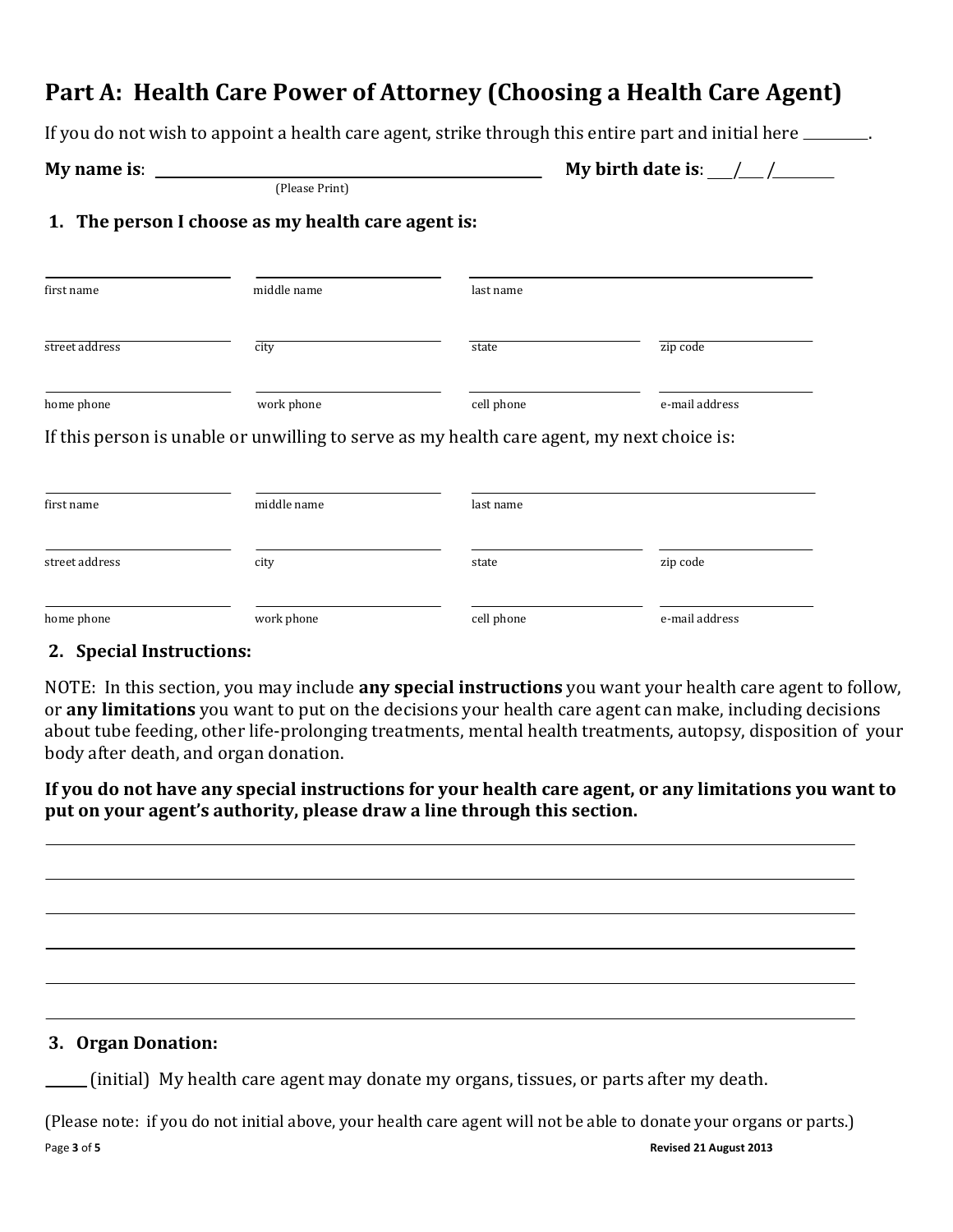## Part A: Health Care Power of Attorney (Choosing a Health Care Agent)

If you do not wish to appoint a health care agent, strike through this entire part and initial here \_\_\_\_\_\_\_\_.

**My name is**: \_\_\_\_\_\_\_\_\_\_\_\_\_\_\_\_\_\_\_\_\_\_\_\_\_\_\_\_\_\_\_\_\_\_\_\_\_\_\_\_ **My birth date is**: \_\_\_/\_\_\_/\_\_\_\_\_\_

(Please Print)

### 1. The person I choose as my health care agent is:

| \_\_\_\_\_\_\_\_\_\_\_\_\_\_\_\_ | \_\_\_\_\_\_\_\_\_\_\_\_\_\_\_\_ | \_\_\_\_\_\_\_\_\_\_\_\_\_\_\_\_\_\_\_\_\_\_\_\_\_\_\_\_\_\_ | |
|---|---|---|---|
| first name | middle name | last name | |
| street address | city | state | zip code |
| home phone | work phone | cell phone | e-mail address |

If this person is unable or unwilling to serve as my health care agent, my next choice is:

| \_\_\_\_\_\_\_\_\_\_\_\_\_\_\_\_ | \_\_\_\_\_\_\_\_\_\_\_\_\_\_\_\_ | \_\_\_\_\_\_\_\_\_\_\_\_\_\_\_\_\_\_\_\_\_\_\_\_\_\_\_\_\_\_ | |
|---|---|---|---|
| first name | middle name | last name | |
| street address | city | state | zip code |
| home phone | work phone | cell phone | e-mail address |

### 2. Special Instructions:

NOTE: In this section, you may include **any special instructions** you want your health care agent to follow, or **any limitations** you want to put on the decisions your health care agent can make, including decisions about tube feeding, other life-prolonging treatments, mental health treatments, autopsy, disposition of your body after death, and organ donation.

**If you do not have any special instructions for your health care agent, or any limitations you want to put on your agent's authority, please draw a line through this section.**

\_\_\_\_\_\_\_\_\_\_\_\_\_\_\_\_\_\_\_\_\_\_\_\_\_\_\_\_\_\_\_\_\_\_\_\_\_\_\_\_\_\_\_\_\_\_\_\_\_\_\_\_\_\_\_\_\_\_\_\_\_\_\_\_\_\_\_\_\_\_\_\_\_\_\_\_

\_\_\_\_\_\_\_\_\_\_\_\_\_\_\_\_\_\_\_\_\_\_\_\_\_\_\_\_\_\_\_\_\_\_\_\_\_\_\_\_\_\_\_\_\_\_\_\_\_\_\_\_\_\_\_\_\_\_\_\_\_\_\_\_\_\_\_\_\_\_\_\_\_\_\_\_

\_\_\_\_\_\_\_\_\_\_\_\_\_\_\_\_\_\_\_\_\_\_\_\_\_\_\_\_\_\_\_\_\_\_\_\_\_\_\_\_\_\_\_\_\_\_\_\_\_\_\_\_\_\_\_\_\_\_\_\_\_\_\_\_\_\_\_\_\_\_\_\_\_\_\_\_

\_\_\_\_\_\_\_\_\_\_\_\_\_\_\_\_\_\_\_\_\_\_\_\_\_\_\_\_\_\_\_\_\_\_\_\_\_\_\_\_\_\_\_\_\_\_\_\_\_\_\_\_\_\_\_\_\_\_\_\_\_\_\_\_\_\_\_\_\_\_\_\_\_\_\_\_

\_\_\_\_\_\_\_\_\_\_\_\_\_\_\_\_\_\_\_\_\_\_\_\_\_\_\_\_\_\_\_\_\_\_\_\_\_\_\_\_\_\_\_\_\_\_\_\_\_\_\_\_\_\_\_\_\_\_\_\_\_\_\_\_\_\_\_\_\_\_\_\_\_\_\_\_

\_\_\_\_\_\_\_\_\_\_\_\_\_\_\_\_\_\_\_\_\_\_\_\_\_\_\_\_\_\_\_\_\_\_\_\_\_\_\_\_\_\_\_\_\_\_\_\_\_\_\_\_\_\_\_\_\_\_\_\_\_\_\_\_\_\_\_\_\_\_\_\_\_\_\_\_

### 3. Organ Donation:

\_\_\_\_\_ (initial) My health care agent may donate my organs, tissues, or parts after my death.

(Please note: if you do not initial above, your health care agent will not be able to donate your organs or parts.)

Revised 21 August 2013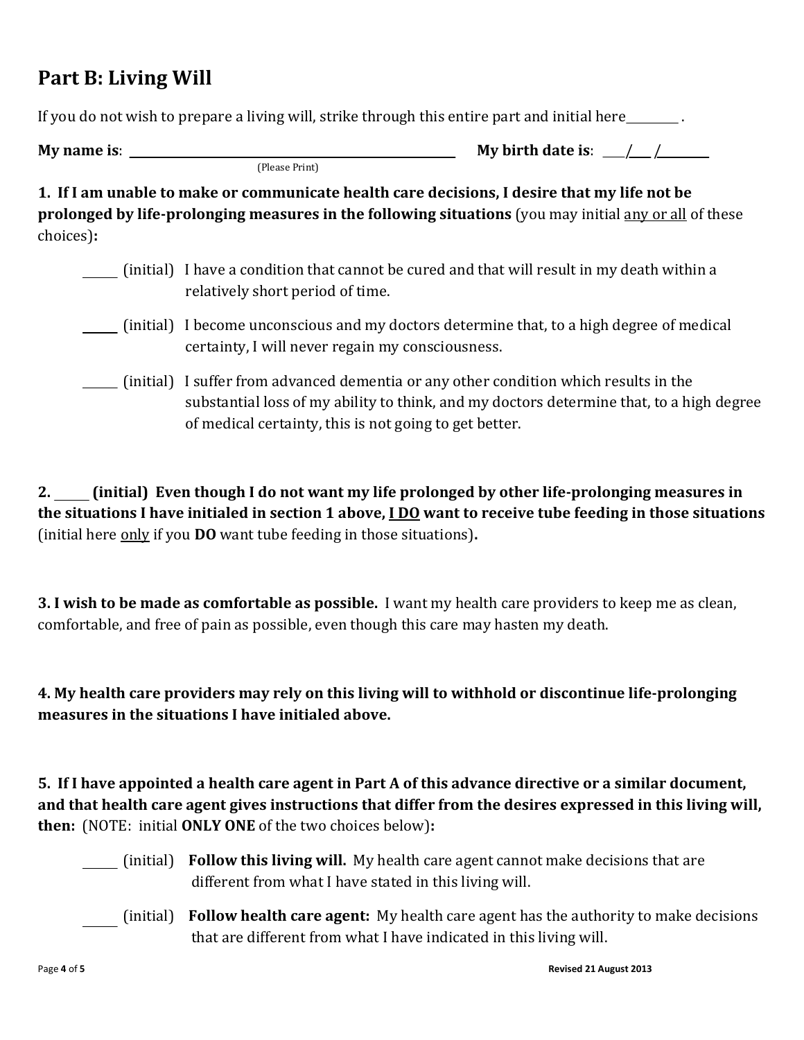## Part B: Living Will

If you do not wish to prepare a living will, strike through this entire part and initial here________ .

**My name is**: ______________________________________________ **My birth date is**: ___/___/________

(Please Print)

**1. If I am unable to make or communicate health care decisions, I desire that my life not be prolonged by life-prolonging measures in the following situations** (you may initial <u>any or all</u> of these choices)**:**

_____ (initial) I have a condition that cannot be cured and that will result in my death within a relatively short period of time.

_____ (initial) I become unconscious and my doctors determine that, to a high degree of medical certainty, I will never regain my consciousness.

_____ (initial) I suffer from advanced dementia or any other condition which results in the substantial loss of my ability to think, and my doctors determine that, to a high degree of medical certainty, this is not going to get better.

**2. _____ (initial) Even though I do not want my life prolonged by other life-prolonging measures in the situations I have initialed in section 1 above, <u>I DO</u> want to receive tube feeding in those situations** (initial here <u>only</u> if you **DO** want tube feeding in those situations)**.**

**3. I wish to be made as comfortable as possible.** I want my health care providers to keep me as clean, comfortable, and free of pain as possible, even though this care may hasten my death.

**4. My health care providers may rely on this living will to withhold or discontinue life-prolonging measures in the situations I have initialed above.**

**5. If I have appointed a health care agent in Part A of this advance directive or a similar document, and that health care agent gives instructions that differ from the desires expressed in this living will, then:** (NOTE: initial **ONLY ONE** of the two choices below)**:**

_____ (initial) **Follow this living will.** My health care agent cannot make decisions that are different from what I have stated in this living will.

_____ (initial) **Follow health care agent:** My health care agent has the authority to make decisions that are different from what I have indicated in this living will.

**Revised 21 August 2013**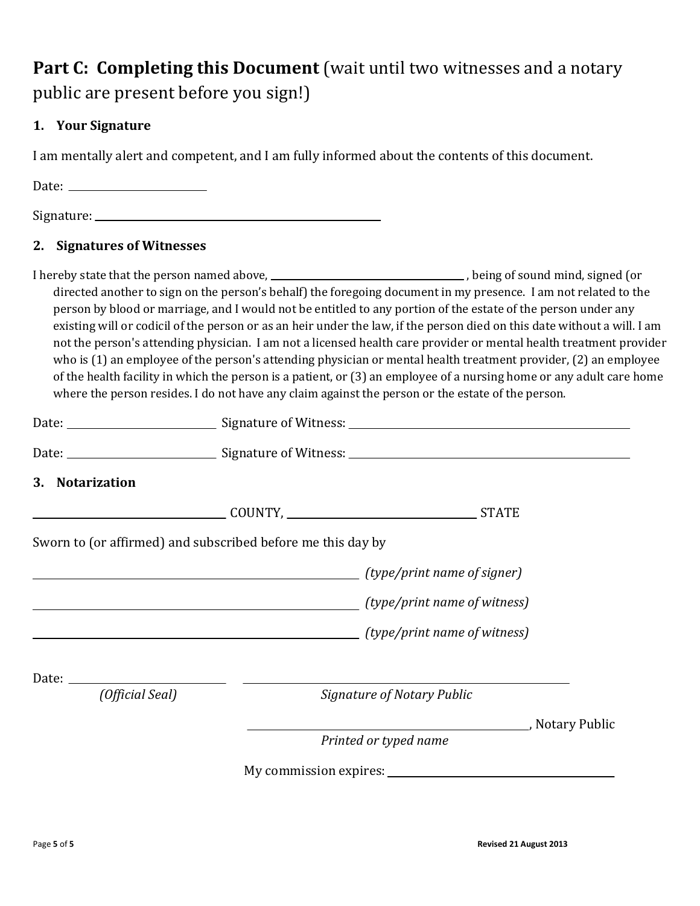## Part C: Completing this Document (wait until two witnesses and a notary public are present before you sign!)

### 1. Your Signature

I am mentally alert and competent, and I am fully informed about the contents of this document.

Date: ______________________

Signature: ______________________________________________

### 2. Signatures of Witnesses

I hereby state that the person named above, ________________________________, being of sound mind, signed (or directed another to sign on the person's behalf) the foregoing document in my presence. I am not related to the person by blood or marriage, and I would not be entitled to any portion of the estate of the person under any existing will or codicil of the person or as an heir under the law, if the person died on this date without a will. I am not the person's attending physician. I am not a licensed health care provider or mental health treatment provider who is (1) an employee of the person's attending physician or mental health treatment provider, (2) an employee of the health facility in which the person is a patient, or (3) an employee of a nursing home or any adult care home where the person resides. I do not have any claim against the person or the estate of the person.

Date: ______________________ Signature of Witness: ________________________________________

Date: ______________________ Signature of Witness: ________________________________________

### 3. Notarization

______________________________ COUNTY, ______________________________ STATE

Sworn to (or affirmed) and subscribed before me this day by

______________________________________________ *(type/print name of signer)*

______________________________________________ *(type/print name of witness)*

______________________________________________ *(type/print name of witness)*

Date: ______________________ ______________________________________________

*(Official Seal)* *Signature of Notary Public*

______________________________________________, Notary Public

*Printed or typed name*

My commission expires: ________________________________

Revised 21 August 2013